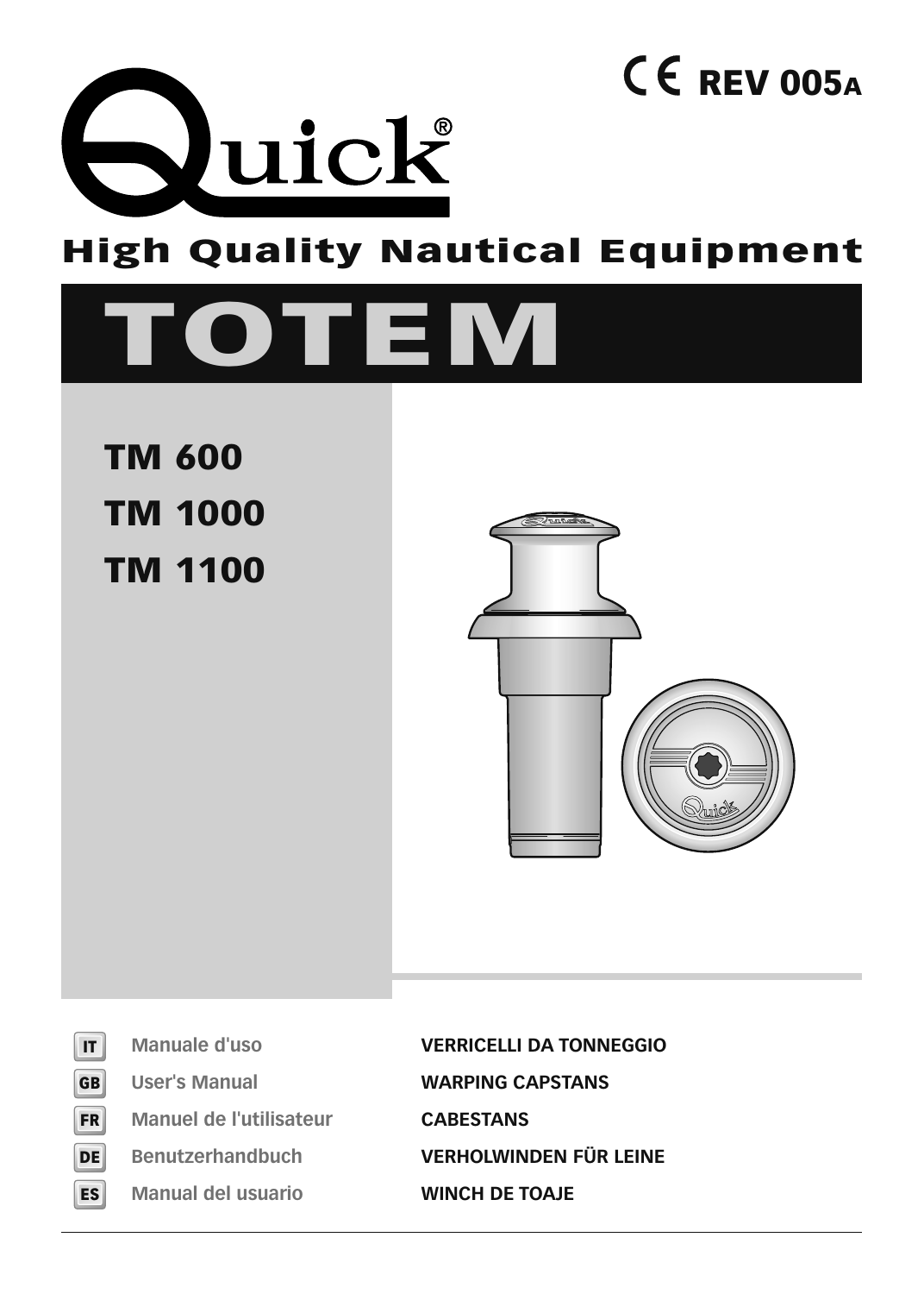CE REV 005A

Quick®

High Quality Nautical Equipment

# TOTEM

## TM 600
## TM 1000
## TM 1100

| | | |
|---|---|---|
| IT | Manuale d'uso | VERRICELLI DA TONNEGGIO |
| GB | User's Manual | WARPING CAPSTANS |
| FR | Manuel de l'utilisateur | CABESTANS |
| DE | Benutzerhandbuch | VERHOLWINDEN FÜR LEINE |
| ES | Manual del usuario | WINCH DE TOAJE |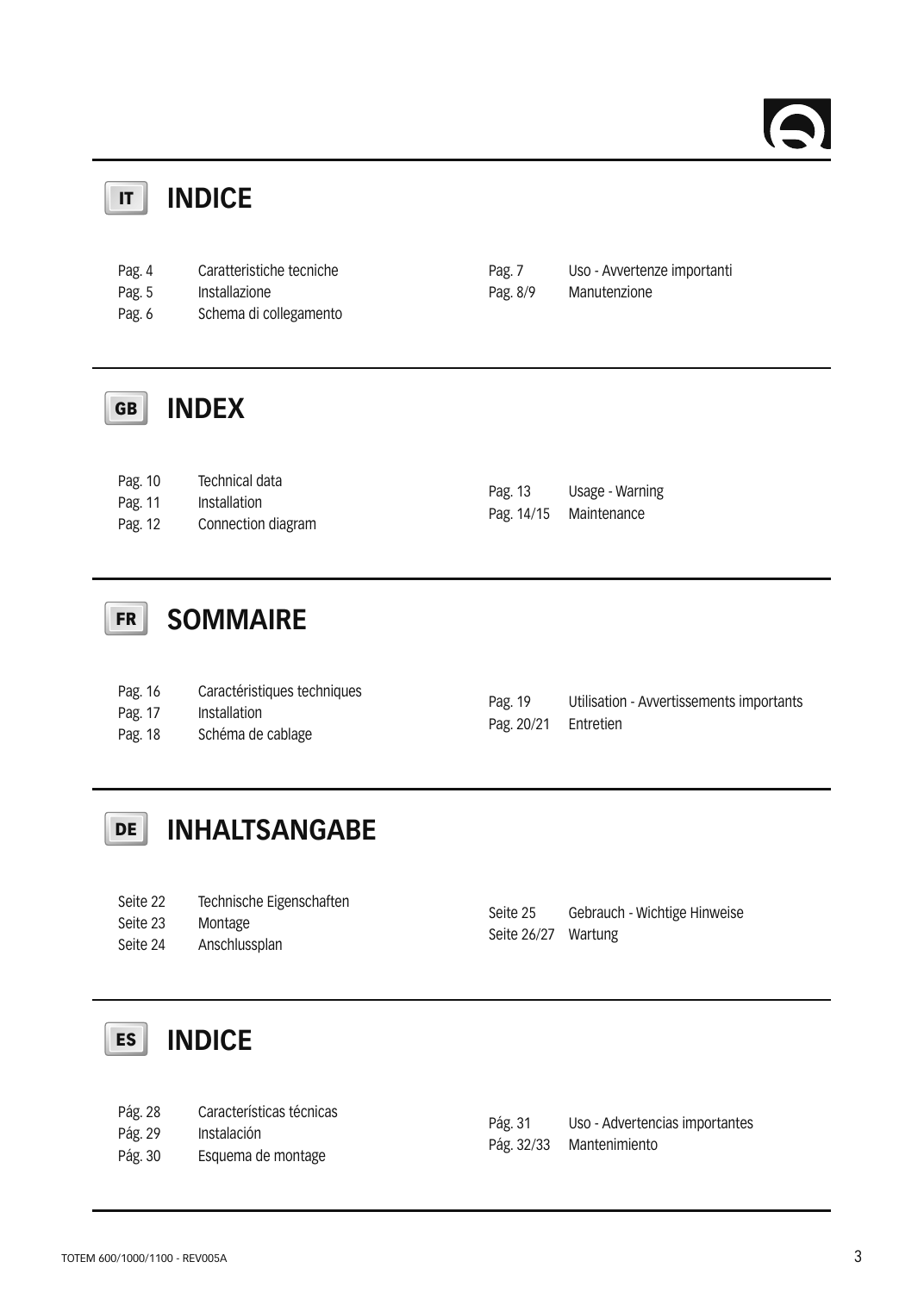## IT INDICE

Pag. 4 Caratteristiche tecniche
Pag. 5 Installazione
Pag. 6 Schema di collegamento
Pag. 7 Uso - Avvertenze importanti
Pag. 8/9 Manutenzione

## GB INDEX

Pag. 10 Technical data
Pag. 11 Installation
Pag. 12 Connection diagram
Pag. 13 Usage - Warning
Pag. 14/15 Maintenance

## FR SOMMAIRE

Pag. 16 Caractéristiques techniques
Pag. 17 Installation
Pag. 18 Schéma de cablage
Pag. 19 Utilisation - Avvertissements importants
Pag. 20/21 Entretien

## DE INHALTSANGABE

Seite 22 Technische Eigenschaften
Seite 23 Montage
Seite 24 Anschlussplan
Seite 25 Gebrauch - Wichtige Hinweise
Seite 26/27 Wartung

## ES INDICE

Pág. 28 Características técnicas
Pág. 29 Instalación
Pág. 30 Esquema de montage
Pág. 31 Uso - Advertencias importantes
Pág. 32/33 Mantenimiento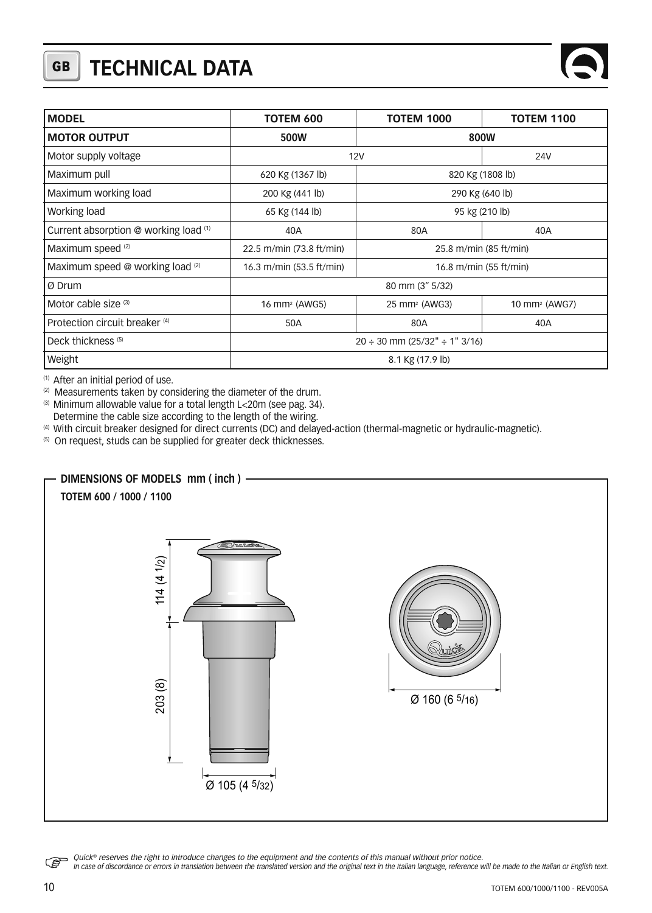# TECHNICAL DATA

| MODEL | TOTEM 600 | TOTEM 1000 | TOTEM 1100 |
|---|---|---|---|
| **MOTOR OUTPUT** | **500W** | **800W** | |
| Motor supply voltage | 12V | | 24V |
| Maximum pull | 620 Kg (1367 lb) | 820 Kg (1808 lb) | |
| Maximum working load | 200 Kg (441 lb) | 290 Kg (640 lb) | |
| Working load | 65 Kg (144 lb) | 95 kg (210 lb) | |
| Current absorption @ working load (1) | 40A | 80A | 40A |
| Maximum speed (2) | 22.5 m/min (73.8 ft/min) | 25.8 m/min (85 ft/min) | |
| Maximum speed @ working load (2) | 16.3 m/min (53.5 ft/min) | 16.8 m/min (55 ft/min) | |
| Ø Drum | 80 mm (3" 5/32) | | |
| Motor cable size (3) | 16 mm² (AWG5) | 25 mm² (AWG3) | 10 mm² (AWG7) |
| Protection circuit breaker (4) | 50A | 80A | 40A |
| Deck thickness (5) | 20 ÷ 30 mm (25/32" ÷ 1" 3/16) | | |
| Weight | 8.1 Kg (17.9 lb) | | |

(1) After an initial period of use.
(2) Measurements taken by considering the diameter of the drum.
(3) Minimum allowable value for a total length L<20m (see pag. 34).
Determine the cable size according to the length of the wiring.
(4) With circuit breaker designed for direct currents (DC) and delayed-action (thermal-magnetic or hydraulic-magnetic).
(5) On request, studs can be supplied for greater deck thicknesses.

## DIMENSIONS OF MODELS mm ( inch )

**TOTEM 600 / 1000 / 1100**

114 (4 1/2)

203 (8)

Ø 105 (4 5/32)

Ø 160 (6 5/16)

*Quick® reserves the right to introduce changes to the equipment and the contents of this manual without prior notice.*
*In case of discordance or errors in translation between the translated version and the original text in the Italian language, reference will be made to the Italian or English text.*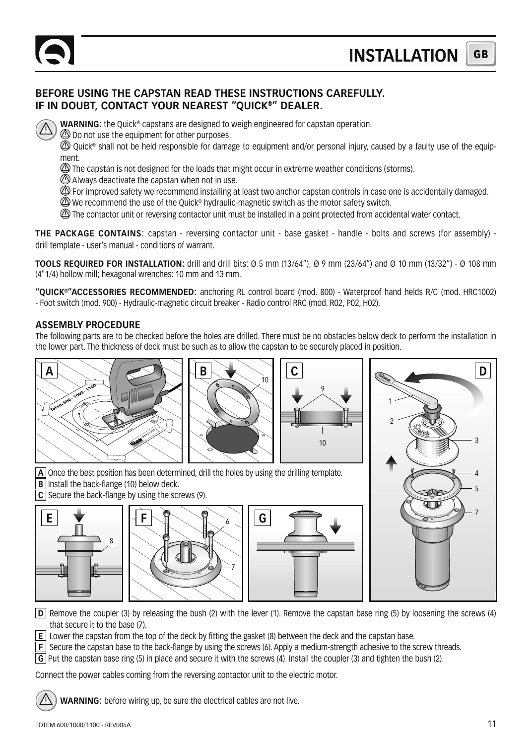# INSTALLATION

GB

## BEFORE USING THE CAPSTAN READ THESE INSTRUCTIONS CAREFULLY. IF IN DOUBT, CONTACT YOUR NEAREST "QUICK®" DEALER.

**WARNING:** the Quick® capstans are designed to weigh engineered for capstan operation.
- Do not use the equipment for other purposes.
- Quick® shall not be held responsible for damage to equipment and/or personal injury, caused by a faulty use of the equipment.
- The capstan is not designed for the loads that might occur in extreme weather conditions (storms).
- Always deactivate the capstan when not in use.
- For improved safety we recommend installing at least two anchor capstan controls in case one is accidentally damaged.
- We recommend the use of the Quick® hydraulic-magnetic switch as the motor safety switch.
- The contactor unit or reversing contactor unit must be installed in a point protected from accidental water contact.

**THE PACKAGE CONTAINS:** capstan - reversing contactor unit - base gasket - handle - bolts and screws (for assembly) - drill template - user's manual - conditions of warrant.

**TOOLS REQUIRED FOR INSTALLATION:** drill and drill bits: Ø 5 mm (13/64"), Ø 9 mm (23/64") and Ø 10 mm (13/32") - Ø 108 mm (4"1/4) hollow mill; hexagonal wrenches: 10 mm and 13 mm.

**"QUICK®"ACCESSORIES RECOMMENDED:** anchoring RL control board (mod. 800) - Waterproof hand helds R/C (mod. HRC1002) - Foot switch (mod. 900) - Hydraulic-magnetic circuit breaker - Radio control RRC (mod. R02, P02, H02).

### ASSEMBLY PROCEDURE

The following parts are to be checked before the holes are drilled. There must be no obstacles below deck to perform the installation in the lower part. The thickness of deck must be such as to allow the capstan to be securely placed in position.

**A** Once the best position has been determined, drill the holes by using the drilling template.
**B** Install the back-flange (10) below deck.
**C** Secure the back-flange by using the screws (9).

**D** Remove the coupler (3) by releasing the bush (2) with the lever (1). Remove the capstan base ring (5) by loosening the screws (4) that secure it to the base (7).
**E** Lower the capstan from the top of the deck by fitting the gasket (8) between the deck and the capstan base.
**F** Secure the capstan base to the back-flange by using the screws (6). Apply a medium-strength adhesive to the screw threads.
**G** Put the capstan base ring (5) in place and secure it with the screws (4). Install the coupler (3) and tighten the bush (2).

Connect the power cables coming from the reversing contactor unit to the electric motor.

**WARNING:** before wiring up, be sure the electrical cables are not live.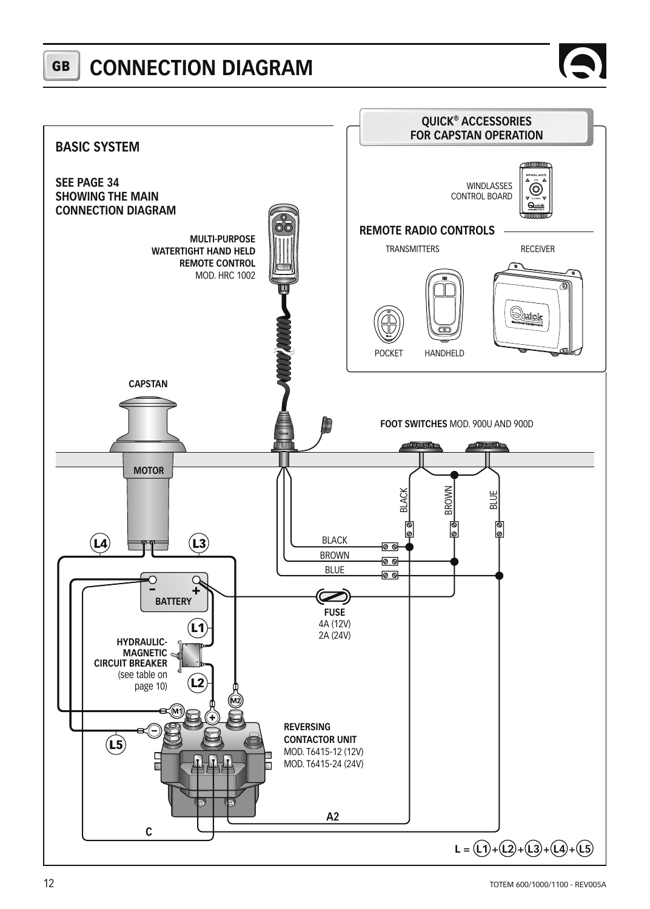# CONNECTION DIAGRAM

## BASIC SYSTEM

**SEE PAGE 34 SHOWING THE MAIN CONNECTION DIAGRAM**

**QUICK® ACCESSORIES FOR CAPSTAN OPERATION**

WINDLASSES CONTROL BOARD

**REMOTE RADIO CONTROLS**

TRANSMITTERS

RECEIVER

POCKET

HANDHELD

**MULTI-PURPOSE WATERTIGHT HAND HELD REMOTE CONTROL** MOD. HRC 1002

**CAPSTAN**

**MOTOR**

**FOOT SWITCHES** MOD. 900U AND 900D

BLACK

BROWN

BLUE

L4

L3

**BATTERY**

**FUSE** 4A (12V) 2A (24V)

L1

**HYDRAULIC-MAGNETIC CIRCUIT BREAKER** (see table on page 10)

L2

M1

M2

L5

**REVERSING CONTACTOR UNIT** MOD. T6415-12 (12V) MOD. T6415-24 (24V)

A2

C

L = L1 + L2 + L3 + L4 + L5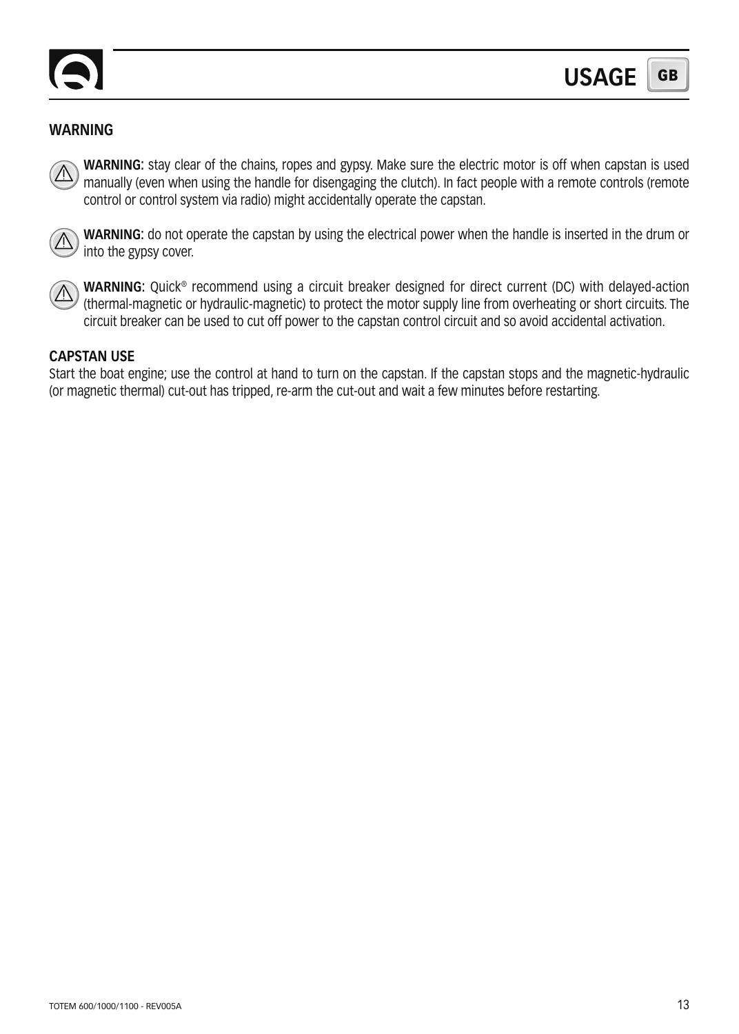# USAGE

## WARNING

⚠ **WARNING:** stay clear of the chains, ropes and gypsy. Make sure the electric motor is off when capstan is used manually (even when using the handle for disengaging the clutch). In fact people with a remote controls (remote control or control system via radio) might accidentally operate the capstan.

⚠ **WARNING:** do not operate the capstan by using the electrical power when the handle is inserted in the drum or into the gypsy cover.

⚠ **WARNING:** Quick® recommend using a circuit breaker designed for direct current (DC) with delayed-action (thermal-magnetic or hydraulic-magnetic) to protect the motor supply line from overheating or short circuits. The circuit breaker can be used to cut off power to the capstan control circuit and so avoid accidental activation.

## CAPSTAN USE

Start the boat engine; use the control at hand to turn on the capstan. If the capstan stops and the magnetic-hydraulic (or magnetic thermal) cut-out has tripped, re-arm the cut-out and wait a few minutes before restarting.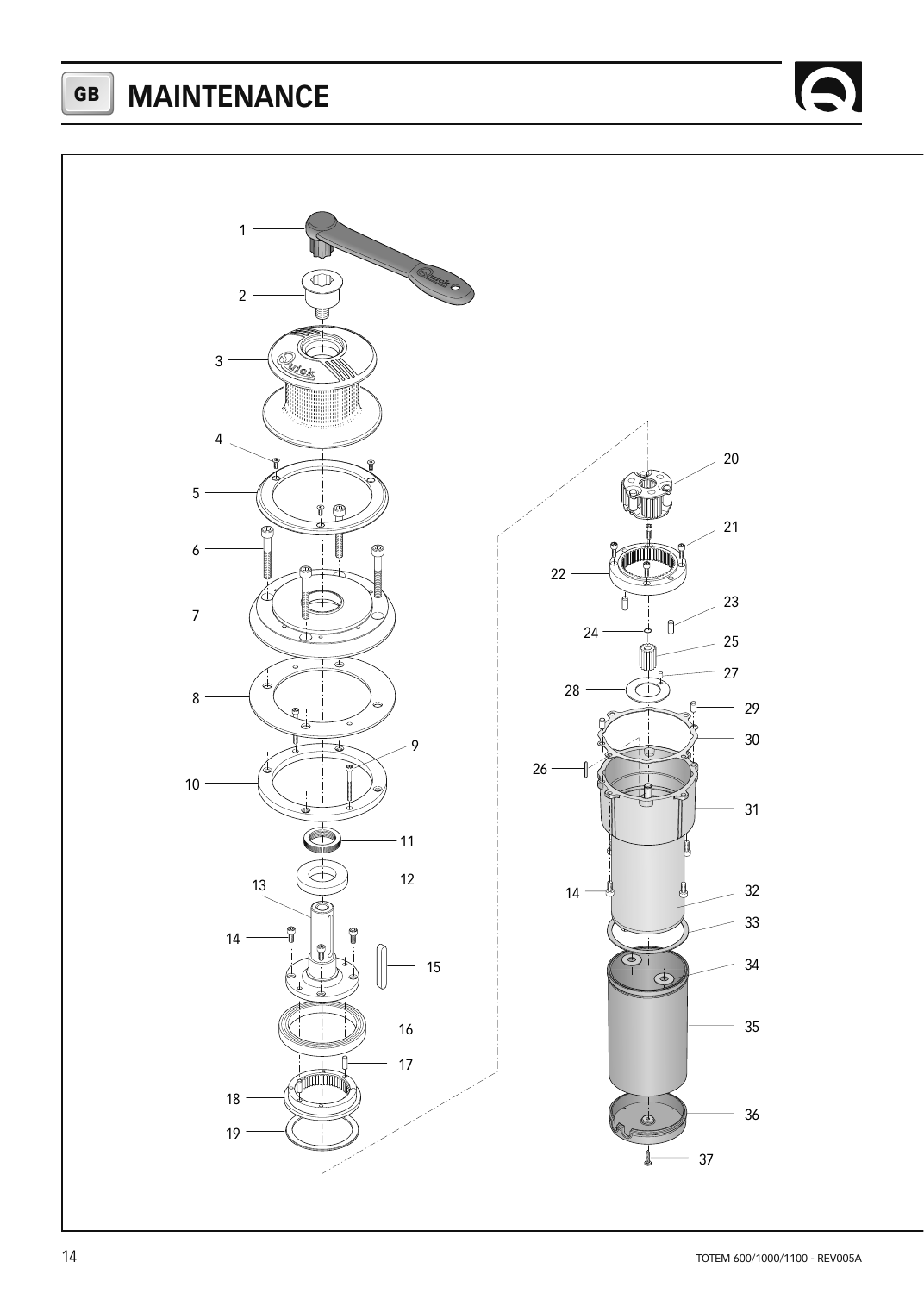# MAINTENANCE

1
2
3
4
5
6
7
8
9
10
11
12
13
14
15
16
17
18
19
20
21
22
23
24
25
26
27
28
29
30
31
32
33
34
35
36
37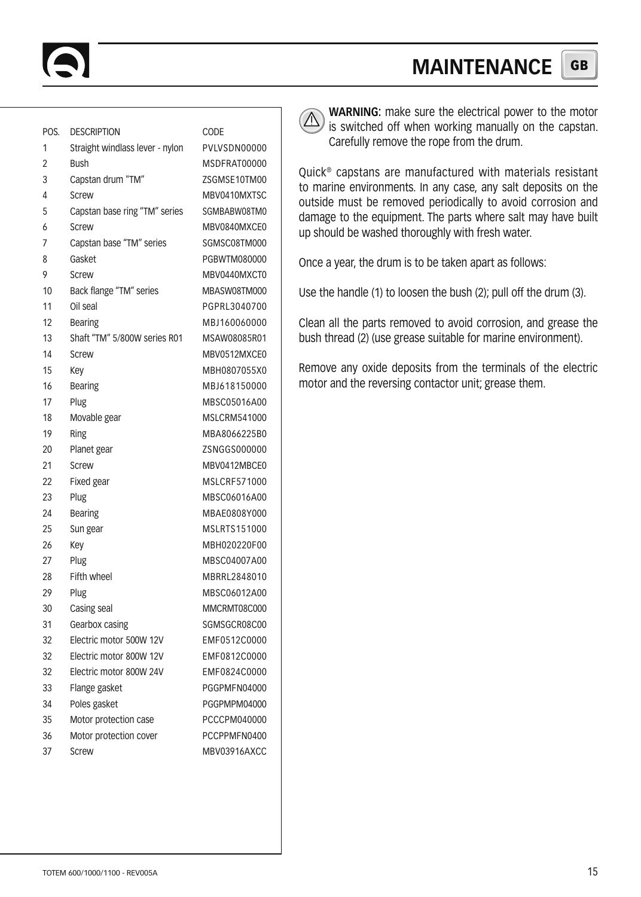# MAINTENANCE

| POS. | DESCRIPTION | CODE |
| --- | --- | --- |
| 1 | Straight windlass lever - nylon | PVLVSDN00000 |
| 2 | Bush | MSDFRAT00000 |
| 3 | Capstan drum "TM" | ZSGMSE10TM00 |
| 4 | Screw | MBV0410MXTSC |
| 5 | Capstan base ring "TM" series | SGMBABW08TM0 |
| 6 | Screw | MBV0840MXCE0 |
| 7 | Capstan base "TM" series | SGMSC08TM000 |
| 8 | Gasket | PGBWTM080000 |
| 9 | Screw | MBV0440MXCT0 |
| 10 | Back flange "TM" series | MBASW08TM000 |
| 11 | Oil seal | PGPRL3040700 |
| 12 | Bearing | MBJ160060000 |
| 13 | Shaft "TM" 5/800W series R01 | MSAW08085R01 |
| 14 | Screw | MBV0512MXCE0 |
| 15 | Key | MBH0807055X0 |
| 16 | Bearing | MBJ618150000 |
| 17 | Plug | MBSC05016A00 |
| 18 | Movable gear | MSLCRM541000 |
| 19 | Ring | MBA8066225B0 |
| 20 | Planet gear | ZSNGGS000000 |
| 21 | Screw | MBV0412MBCE0 |
| 22 | Fixed gear | MSLCRF571000 |
| 23 | Plug | MBSC06016A00 |
| 24 | Bearing | MBAE0808Y000 |
| 25 | Sun gear | MSLRTS151000 |
| 26 | Key | MBH020220F00 |
| 27 | Plug | MBSC04007A00 |
| 28 | Fifth wheel | MBRRL2848010 |
| 29 | Plug | MBSC06012A00 |
| 30 | Casing seal | MMCRMT08C000 |
| 31 | Gearbox casing | SGMSGCR08C00 |
| 32 | Electric motor 500W 12V | EMF0512C0000 |
| 32 | Electric motor 800W 12V | EMF0812C0000 |
| 32 | Electric motor 800W 24V | EMF0824C0000 |
| 33 | Flange gasket | PGGPMFN04000 |
| 34 | Poles gasket | PGGPMPM04000 |
| 35 | Motor protection case | PCCCPM040000 |
| 36 | Motor protection cover | PCCPPMFN0400 |
| 37 | Screw | MBV03916AXCC |

⚠ **WARNING:** make sure the electrical power to the motor is switched off when working manually on the capstan. Carefully remove the rope from the drum.

Quick® capstans are manufactured with materials resistant to marine environments. In any case, any salt deposits on the outside must be removed periodically to avoid corrosion and damage to the equipment. The parts where salt may have built up should be washed thoroughly with fresh water.

Once a year, the drum is to be taken apart as follows:

Use the handle (1) to loosen the bush (2); pull off the drum (3).

Clean all the parts removed to avoid corrosion, and grease the bush thread (2) (use grease suitable for marine environment).

Remove any oxide deposits from the terminals of the electric motor and the reversing contactor unit; grease them.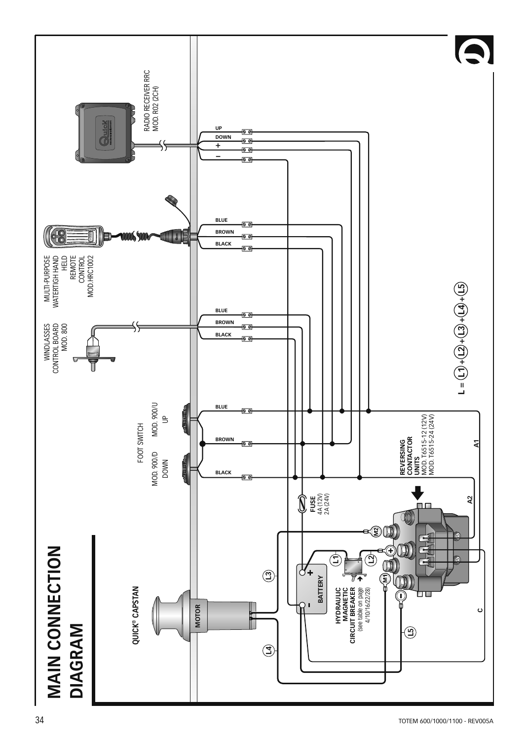# MAIN CONNECTION DIAGRAM

QUICK® CAPSTAN

MOTOR

FOOT SWITCH

MOD. 900/D DOWN

MOD. 900/U UP

WINDLASSES CONTROL BOARD MOD. 800

MULTI-PURPOSE WATERTIGH HAND HELD REMOTE CONTROL MOD.HRC1002

RADIO RECEIVER RRC MOD. R02 (2CH)

UP

DOWN

+

–

BLUE

BROWN

BLACK

BLUE

BROWN

BLACK

BLUE

BROWN

BLACK

$L = L1 + L2 + L3 + L4 + L5$

REVERSING CONTACTOR UNITS
MOD. T6515-12 (12V)
MOD. T6515-24 (24V)

A1

A2

FUSE
4A (12V)
2A (24V)

M2

L1

L2

L3

L4

L5

M1

+

–

BATTERY

HYDRAULIC MAGNETIC CIRCUIT BREAKER
(see table on page 4/10/16/22/28)

C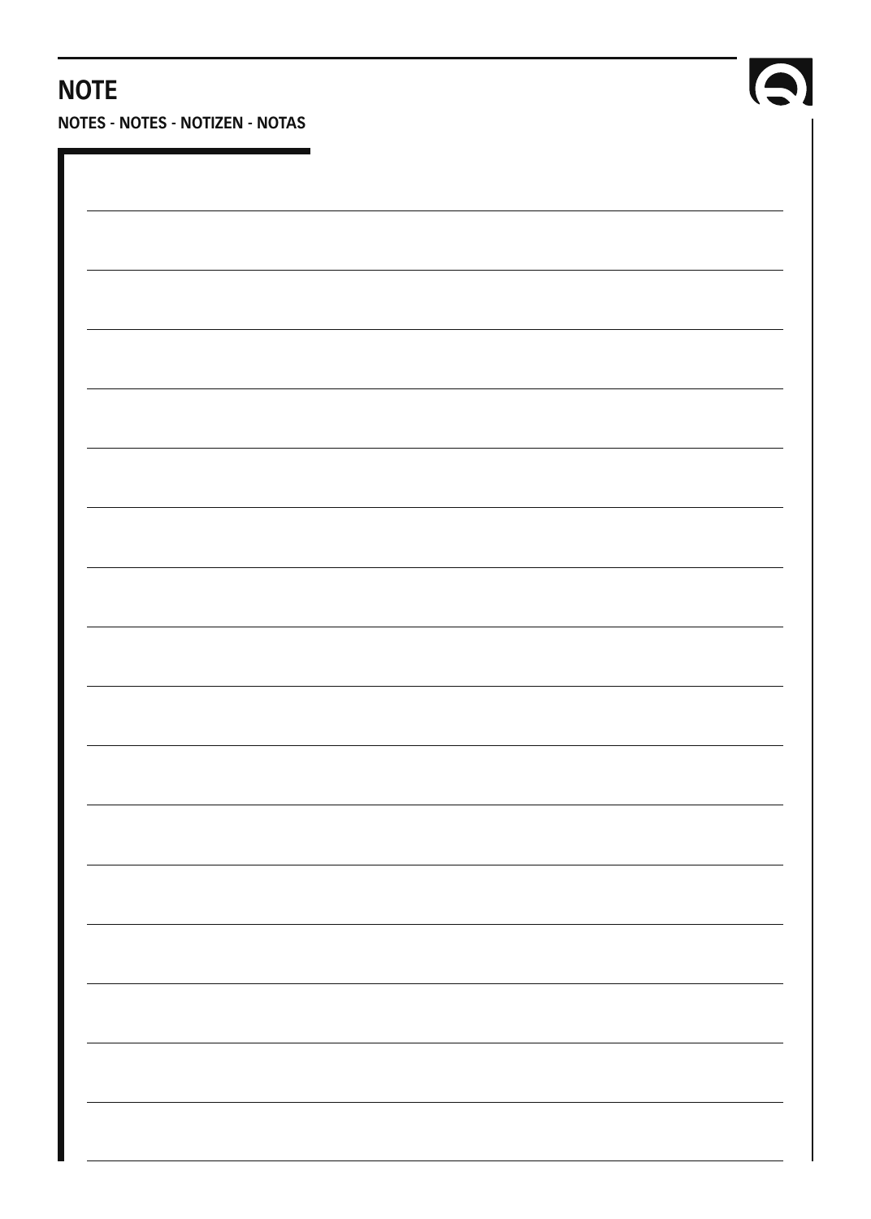# NOTE

**NOTES - NOTES - NOTIZEN - NOTAS**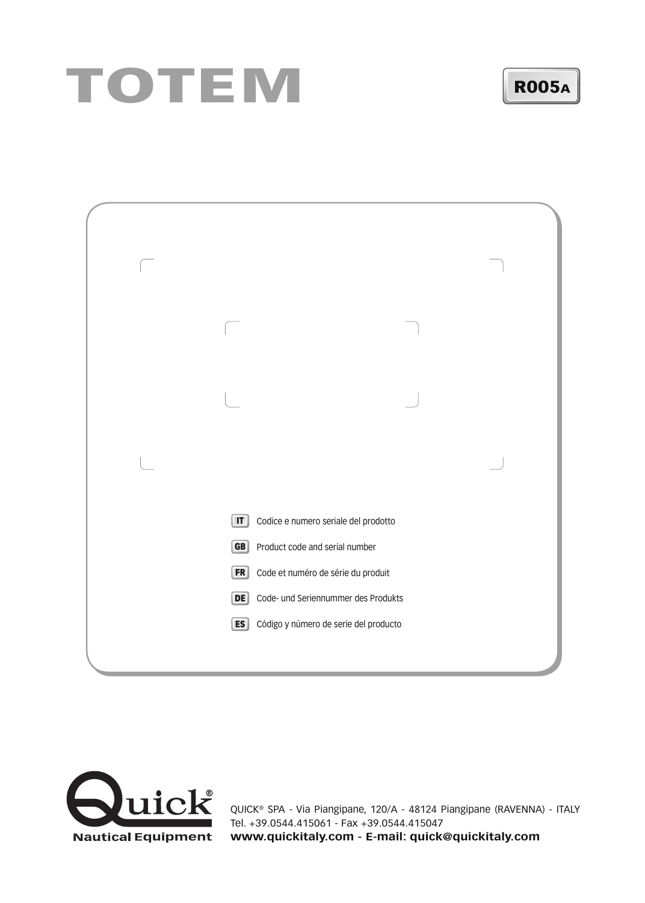# TOTEM

**R005A**

IT Codice e numero seriale del prodotto

GB Product code and serial number

FR Code et numéro de série du produit

DE Code- und Seriennummer des Produkts

ES Código y número de serie del producto

Quick® Nautical Equipment

QUICK® SPA - Via Piangipane, 120/A - 48124 Piangipane (RAVENNA) - ITALY
Tel. +39.0544.415061 - Fax +39.0544.415047
**www.quickitaly.com - E-mail: quick@quickitaly.com**